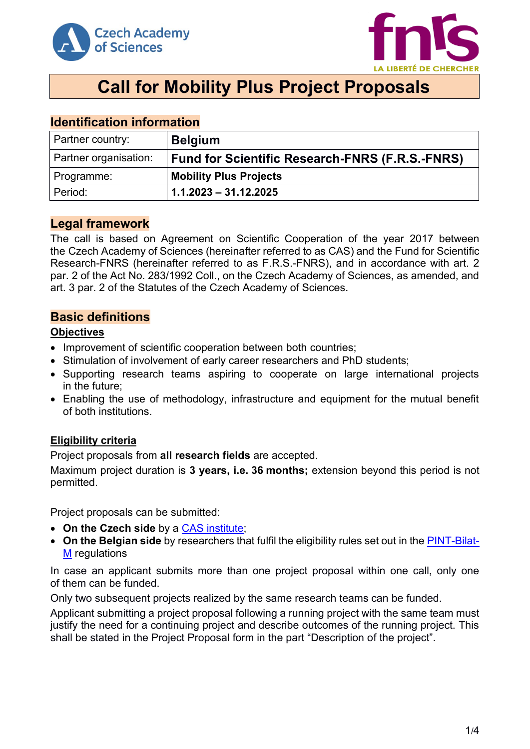# Call for Mobility Plus Project Proposals

## Identification information

| Partner country: | **Belgium** |
|---|---|
| Partner organisation: | **Fund for Scientific Research-FNRS (F.R.S.-FNRS)** |
| Programme: | **Mobility Plus Projects** |
| Period: | **1.1.2023 – 31.12.2025** |

## Legal framework

The call is based on Agreement on Scientific Cooperation of the year 2017 between the Czech Academy of Sciences (hereinafter referred to as CAS) and the Fund for Scientific Research-FNRS (hereinafter referred to as F.R.S.-FNRS), and in accordance with art. 2 par. 2 of the Act No. 283/1992 Coll., on the Czech Academy of Sciences, as amended, and art. 3 par. 2 of the Statutes of the Czech Academy of Sciences.

## Basic definitions

### Objectives

- Improvement of scientific cooperation between both countries;
- Stimulation of involvement of early career researchers and PhD students;
- Supporting research teams aspiring to cooperate on large international projects in the future;
- Enabling the use of methodology, infrastructure and equipment for the mutual benefit of both institutions.

### Eligibility criteria

Project proposals from **all research fields** are accepted.

Maximum project duration is **3 years, i.e. 36 months;** extension beyond this period is not permitted.

Project proposals can be submitted:

- **On the Czech side** by a [CAS institute](#);
- **On the Belgian side** by researchers that fulfil the eligibility rules set out in the [PINT-Bilat-M](#) regulations

In case an applicant submits more than one project proposal within one call, only one of them can be funded.

Only two subsequent projects realized by the same research teams can be funded.

Applicant submitting a project proposal following a running project with the same team must justify the need for a continuing project and describe outcomes of the running project. This shall be stated in the Project Proposal form in the part "Description of the project".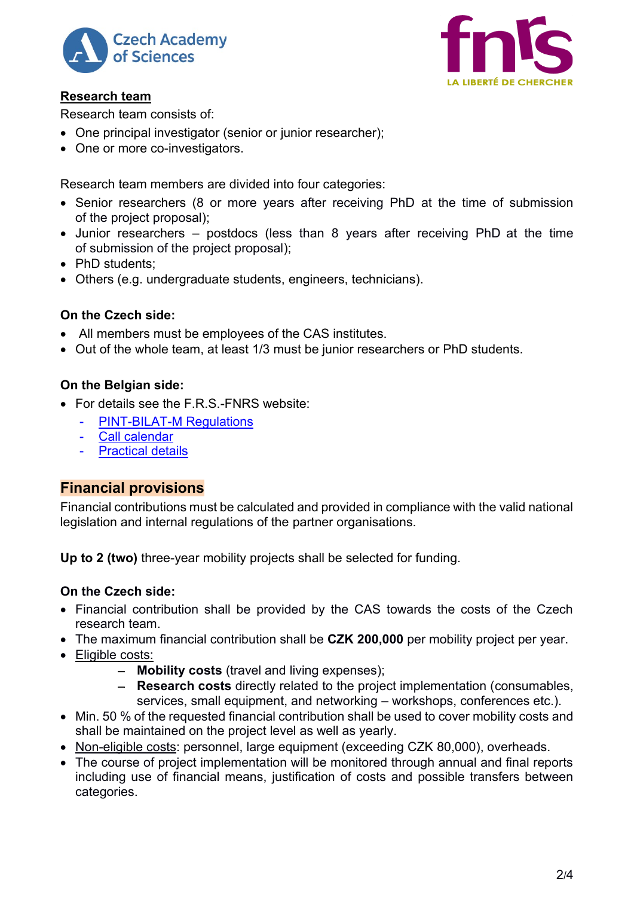**Research team**

Research team consists of:

- One principal investigator (senior or junior researcher);
- One or more co-investigators.

Research team members are divided into four categories:

- Senior researchers (8 or more years after receiving PhD at the time of submission of the project proposal);
- Junior researchers – postdocs (less than 8 years after receiving PhD at the time of submission of the project proposal);
- PhD students;
- Others (e.g. undergraduate students, engineers, technicians).

**On the Czech side:**

- All members must be employees of the CAS institutes.
- Out of the whole team, at least 1/3 must be junior researchers or PhD students.

**On the Belgian side:**

- For details see the F.R.S.-FNRS website:
  - PINT-BILAT-M Regulations
  - Call calendar
  - Practical details

## Financial provisions

Financial contributions must be calculated and provided in compliance with the valid national legislation and internal regulations of the partner organisations.

**Up to 2 (two)** three-year mobility projects shall be selected for funding.

**On the Czech side:**

- Financial contribution shall be provided by the CAS towards the costs of the Czech research team.
- The maximum financial contribution shall be **CZK 200,000** per mobility project per year.
- Eligible costs:
  - **Mobility costs** (travel and living expenses);
  - **Research costs** directly related to the project implementation (consumables, services, small equipment, and networking – workshops, conferences etc.).
- Min. 50 % of the requested financial contribution shall be used to cover mobility costs and shall be maintained on the project level as well as yearly.
- Non-eligible costs: personnel, large equipment (exceeding CZK 80,000), overheads.
- The course of project implementation will be monitored through annual and final reports including use of financial means, justification of costs and possible transfers between categories.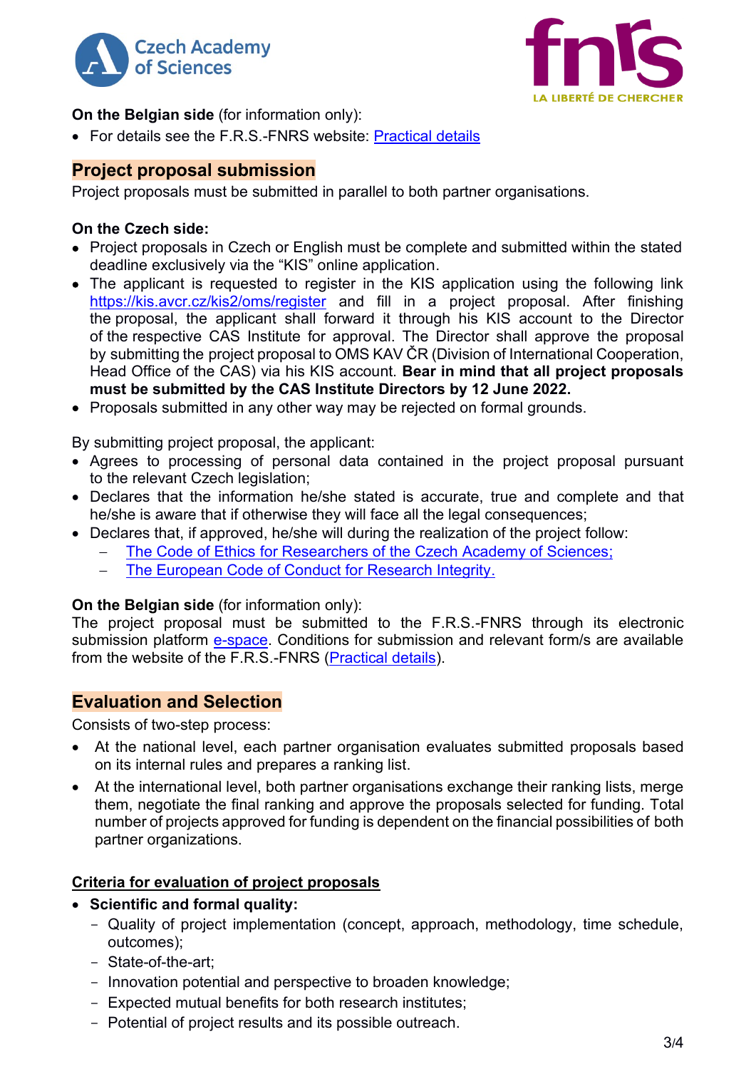**On the Belgian side** (for information only):

- For details see the F.R.S.-FNRS website: [Practical details]

## Project proposal submission

Project proposals must be submitted in parallel to both partner organisations.

**On the Czech side:**

- Project proposals in Czech or English must be complete and submitted within the stated deadline exclusively via the "KIS" online application.
- The applicant is requested to register in the KIS application using the following link https://kis.avcr.cz/kis2/oms/register and fill in a project proposal. After finishing the proposal, the applicant shall forward it through his KIS account to the Director of the respective CAS Institute for approval. The Director shall approve the proposal by submitting the project proposal to OMS KAV ČR (Division of International Cooperation, Head Office of the CAS) via his KIS account. **Bear in mind that all project proposals must be submitted by the CAS Institute Directors by 12 June 2022.**
- Proposals submitted in any other way may be rejected on formal grounds.

By submitting project proposal, the applicant:

- Agrees to processing of personal data contained in the project proposal pursuant to the relevant Czech legislation;
- Declares that the information he/she stated is accurate, true and complete and that he/she is aware that if otherwise they will face all the legal consequences;
- Declares that, if approved, he/she will during the realization of the project follow:
  - The Code of Ethics for Researchers of the Czech Academy of Sciences;
  - The European Code of Conduct for Research Integrity.

**On the Belgian side** (for information only):

The project proposal must be submitted to the F.R.S.-FNRS through its electronic submission platform e-space. Conditions for submission and relevant form/s are available from the website of the F.R.S.-FNRS (Practical details).

## Evaluation and Selection

Consists of two-step process:

- At the national level, each partner organisation evaluates submitted proposals based on its internal rules and prepares a ranking list.
- At the international level, both partner organisations exchange their ranking lists, merge them, negotiate the final ranking and approve the proposals selected for funding. Total number of projects approved for funding is dependent on the financial possibilities of both partner organizations.

### Criteria for evaluation of project proposals

- **Scientific and formal quality:**
  - Quality of project implementation (concept, approach, methodology, time schedule, outcomes);
  - State-of-the-art;
  - Innovation potential and perspective to broaden knowledge;
  - Expected mutual benefits for both research institutes;
  - Potential of project results and its possible outreach.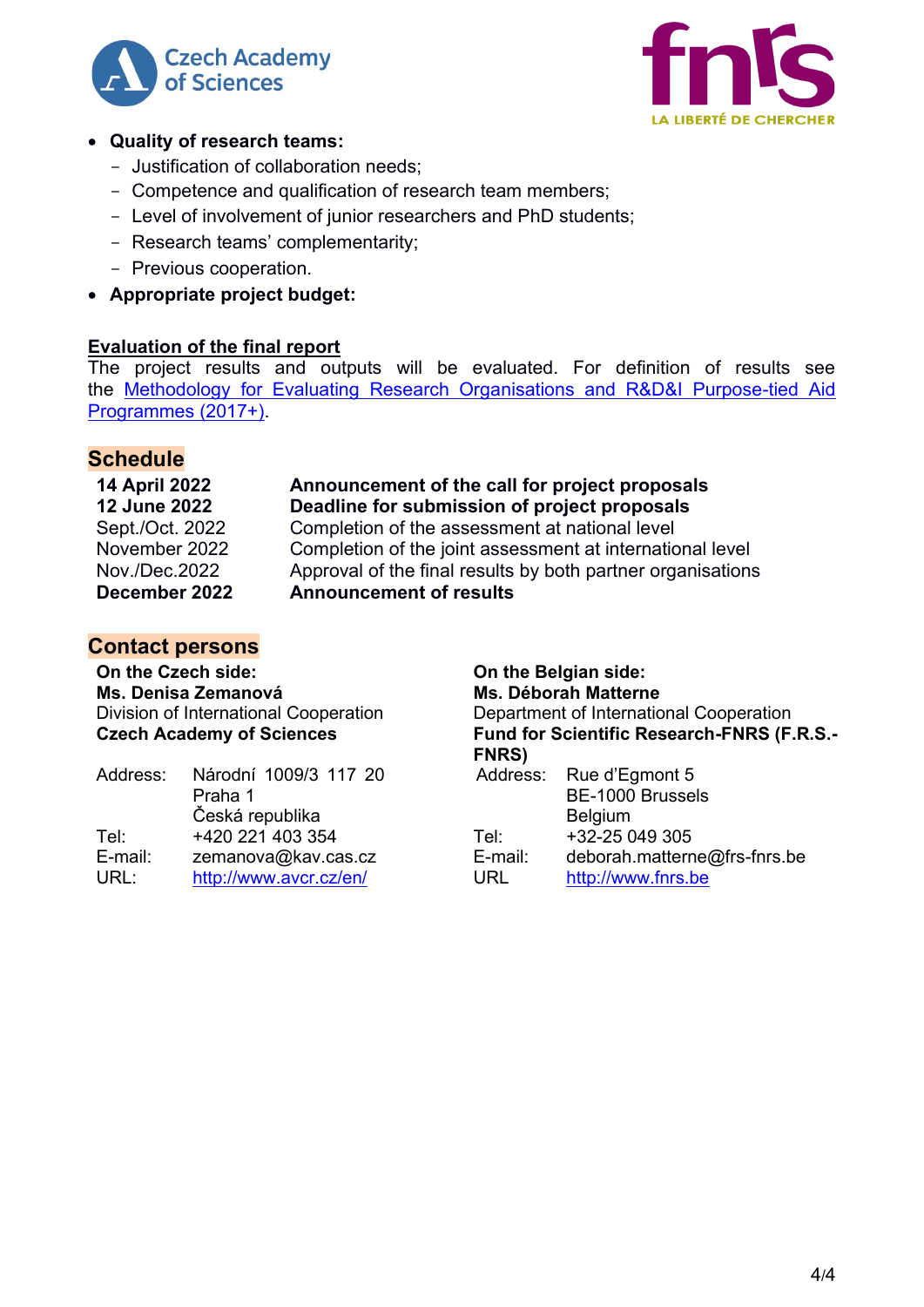- **Quality of research teams:**
  - Justification of collaboration needs;
  - Competence and qualification of research team members;
  - Level of involvement of junior researchers and PhD students;
  - Research teams' complementarity;
  - Previous cooperation.
- **Appropriate project budget:**

**Evaluation of the final report**

The project results and outputs will be evaluated. For definition of results see the [Methodology for Evaluating Research Organisations and R&D&I Purpose-tied Aid Programmes (2017+)](#).

## Schedule

| | |
|---|---|
| **14 April 2022** | **Announcement of the call for project proposals** |
| **12 June 2022** | **Deadline for submission of project proposals** |
| Sept./Oct. 2022 | Completion of the assessment at national level |
| November 2022 | Completion of the joint assessment at international level |
| Nov./Dec.2022 | Approval of the final results by both partner organisations |
| **December 2022** | **Announcement of results** |

## Contact persons

**On the Czech side:**
**Ms. Denisa Zemanová**
Division of International Cooperation
**Czech Academy of Sciences**

| | |
|---|---|
| Address: | Národní 1009/3 117 20 Praha 1 Česká republika |
| Tel: | +420 221 403 354 |
| E-mail: | zemanova@kav.cas.cz |
| URL: | http://www.avcr.cz/en/ |

**On the Belgian side:**
**Ms. Déborah Matterne**
Department of International Cooperation
**Fund for Scientific Research-FNRS (F.R.S.-FNRS)**

| | |
|---|---|
| Address: | Rue d'Egmont 5 BE-1000 Brussels Belgium |
| Tel: | +32-25 049 305 |
| E-mail: | deborah.matterne@frs-fnrs.be |
| URL | http://www.fnrs.be |